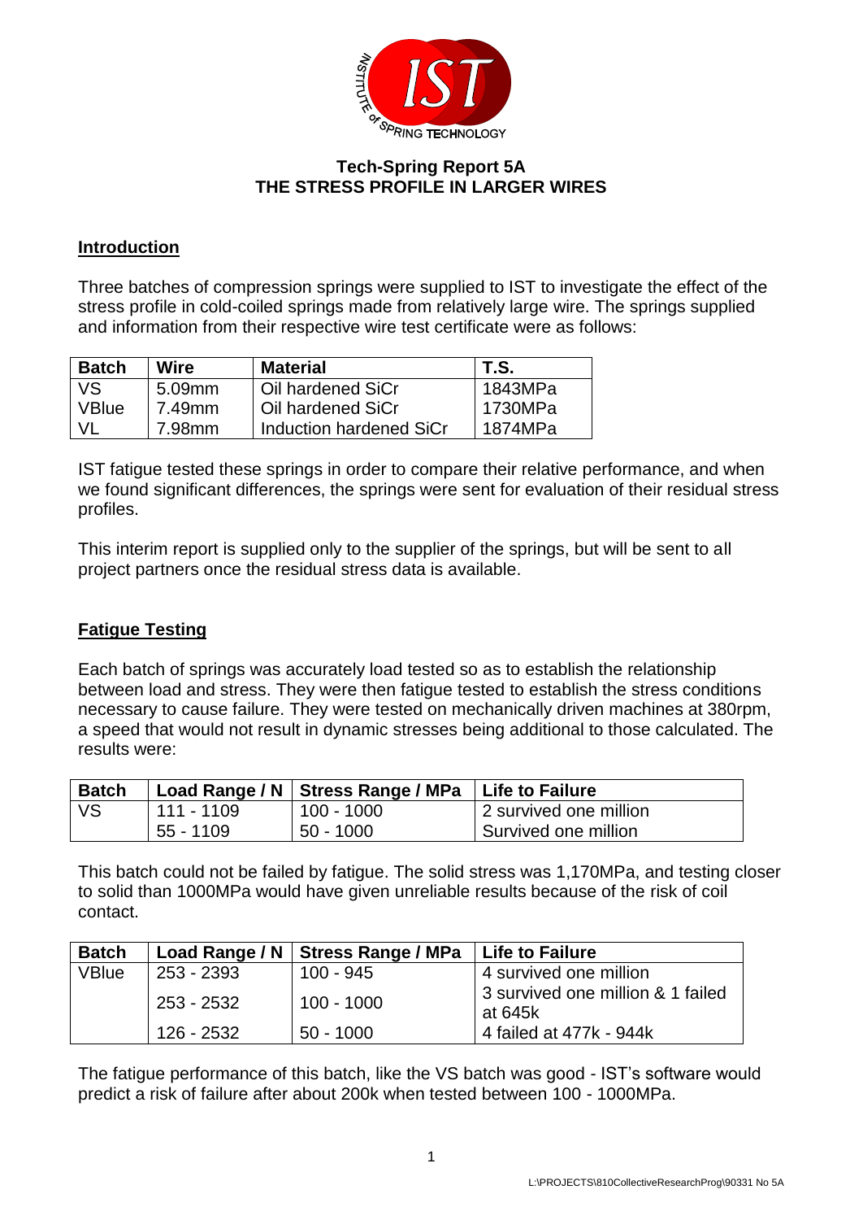# Tech-Spring Report 5A
# THE STRESS PROFILE IN LARGER WIRES

## Introduction

Three batches of compression springs were supplied to IST to investigate the effect of the stress profile in cold-coiled springs made from relatively large wire. The springs supplied and information from their respective wire test certificate were as follows:

| Batch | Wire | Material | T.S. |
|---|---|---|---|
| VS | 5.09mm | Oil hardened SiCr | 1843MPa |
| VBlue | 7.49mm | Oil hardened SiCr | 1730MPa |
| VL | 7.98mm | Induction hardened SiCr | 1874MPa |

IST fatigue tested these springs in order to compare their relative performance, and when we found significant differences, the springs were sent for evaluation of their residual stress profiles.

This interim report is supplied only to the supplier of the springs, but will be sent to all project partners once the residual stress data is available.

## Fatigue Testing

Each batch of springs was accurately load tested so as to establish the relationship between load and stress. They were then fatigue tested to establish the stress conditions necessary to cause failure. They were tested on mechanically driven machines at 380rpm, a speed that would not result in dynamic stresses being additional to those calculated. The results were:

| Batch | Load Range / N | Stress Range / MPa | Life to Failure |
|---|---|---|---|
| VS | 111 - 1109 | 100 - 1000 | 2 survived one million |
| | 55 - 1109 | 50 - 1000 | Survived one million |

This batch could not be failed by fatigue. The solid stress was 1,170MPa, and testing closer to solid than 1000MPa would have given unreliable results because of the risk of coil contact.

| Batch | Load Range / N | Stress Range / MPa | Life to Failure |
|---|---|---|---|
| VBlue | 253 - 2393 | 100 - 945 | 4 survived one million |
| | 253 - 2532 | 100 - 1000 | 3 survived one million & 1 failed at 645k |
| | 126 - 2532 | 50 - 1000 | 4 failed at 477k - 944k |

The fatigue performance of this batch, like the VS batch was good - IST's software would predict a risk of failure after about 200k when tested between 100 - 1000MPa.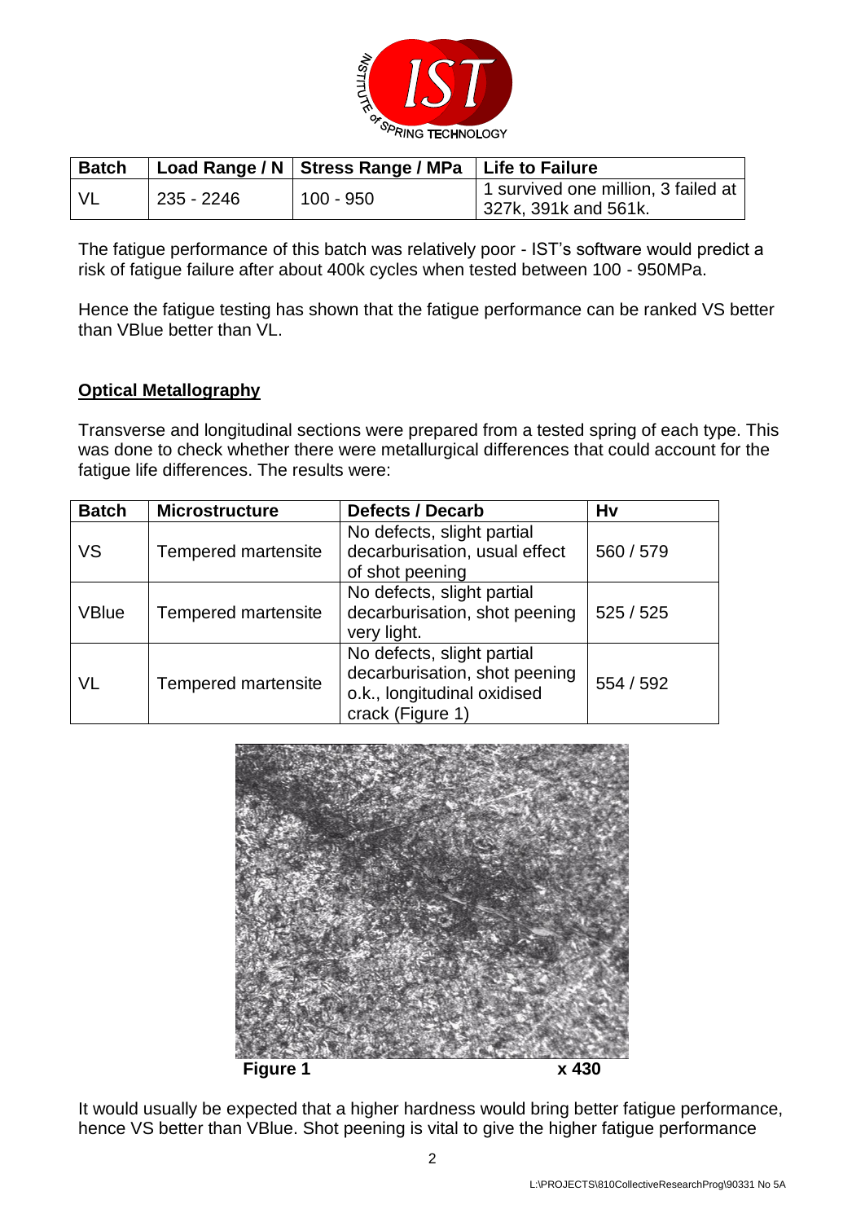| Batch | Load Range / N | Stress Range / MPa | Life to Failure |
|---|---|---|---|
| VL | 235 - 2246 | 100 - 950 | 1 survived one million, 3 failed at 327k, 391k and 561k. |

The fatigue performance of this batch was relatively poor - IST's software would predict a risk of fatigue failure after about 400k cycles when tested between 100 - 950MPa.

Hence the fatigue testing has shown that the fatigue performance can be ranked VS better than VBlue better than VL.

**Optical Metallography**

Transverse and longitudinal sections were prepared from a tested spring of each type. This was done to check whether there were metallurgical differences that could account for the fatigue life differences. The results were:

| Batch | Microstructure | Defects / Decarb | Hv |
|---|---|---|---|
| VS | Tempered martensite | No defects, slight partial decarburisation, usual effect of shot peening | 560 / 579 |
| VBlue | Tempered martensite | No defects, slight partial decarburisation, shot peening very light. | 525 / 525 |
| VL | Tempered martensite | No defects, slight partial decarburisation, shot peening o.k., longitudinal oxidised crack (Figure 1) | 554 / 592 |

**Figure 1** x 430

It would usually be expected that a higher hardness would bring better fatigue performance, hence VS better than VBlue. Shot peening is vital to give the higher fatigue performance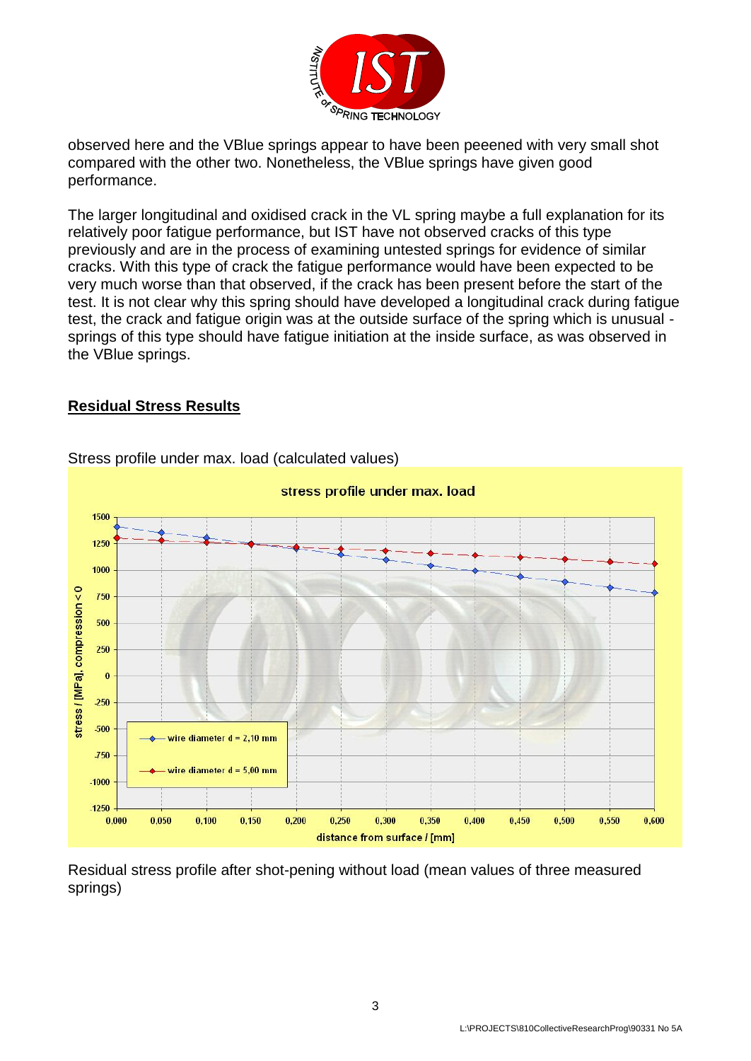observed here and the VBlue springs appear to have been peeened with very small shot compared with the other two. Nonetheless, the VBlue springs have given good performance.

The larger longitudinal and oxidised crack in the VL spring maybe a full explanation for its relatively poor fatigue performance, but IST have not observed cracks of this type previously and are in the process of examining untested springs for evidence of similar cracks. With this type of crack the fatigue performance would have been expected to be very much worse than that observed, if the crack has been present before the start of the test. It is not clear why this spring should have developed a longitudinal crack during fatigue test, the crack and fatigue origin was at the outside surface of the spring which is unusual - springs of this type should have fatigue initiation at the inside surface, as was observed in the VBlue springs.

## Residual Stress Results

Stress profile under max. load (calculated values)

stress profile under max. load

Residual stress profile after shot-pening without load (mean values of three measured springs)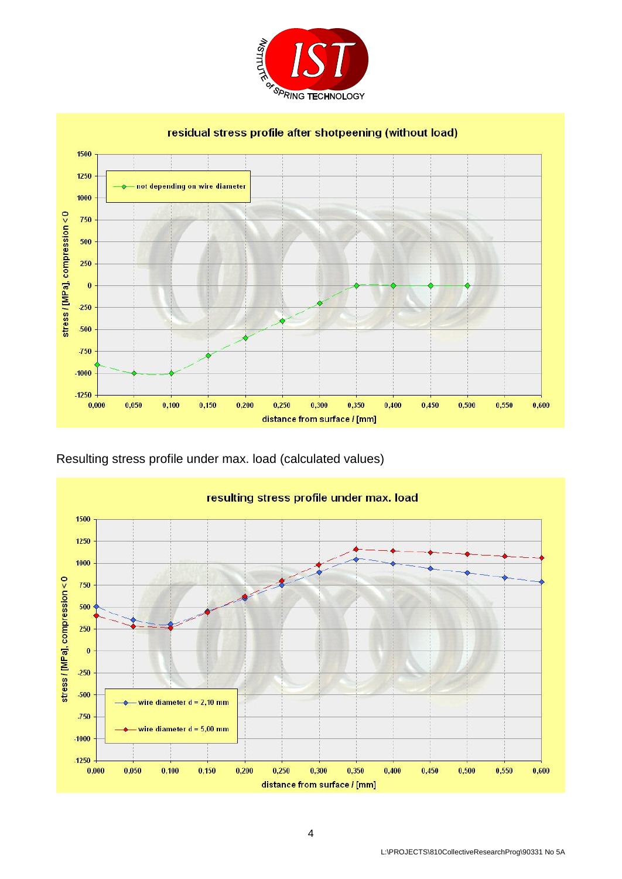residual stress profile after shotpeening (without load)

Resulting stress profile under max. load (calculated values)

resulting stress profile under max. load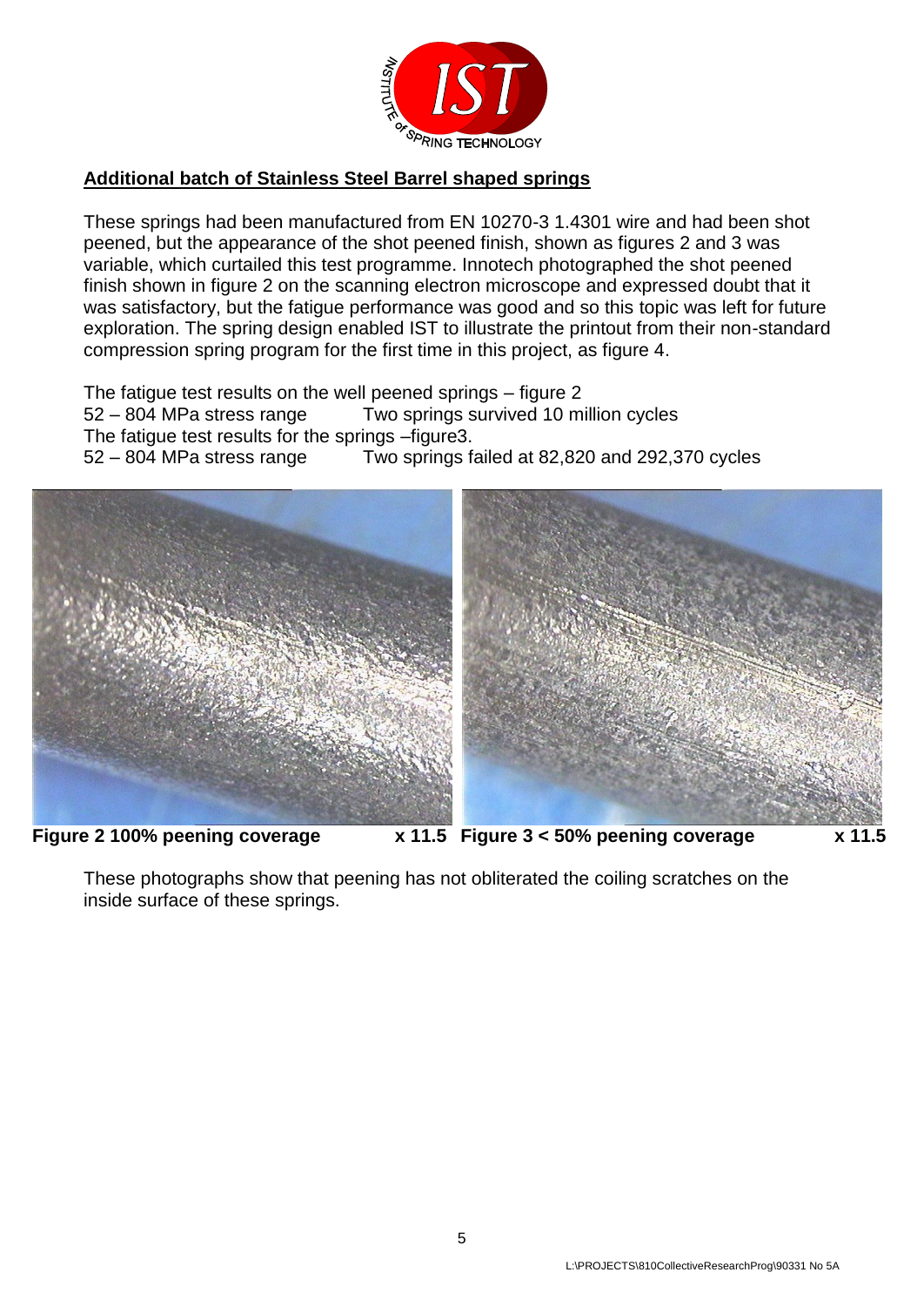## Additional batch of Stainless Steel Barrel shaped springs

These springs had been manufactured from EN 10270-3 1.4301 wire and had been shot peened, but the appearance of the shot peened finish, shown as figures 2 and 3 was variable, which curtailed this test programme. Innotech photographed the shot peened finish shown in figure 2 on the scanning electron microscope and expressed doubt that it was satisfactory, but the fatigue performance was good and so this topic was left for future exploration. The spring design enabled IST to illustrate the printout from their non-standard compression spring program for the first time in this project, as figure 4.

The fatigue test results on the well peened springs – figure 2
52 – 804 MPa stress range    Two springs survived 10 million cycles
The fatigue test results for the springs –figure3.
52 – 804 MPa stress range    Two springs failed at 82,820 and 292,370 cycles

**Figure 2 100% peening coverage    x 11.5**

**Figure 3 < 50% peening coverage    x 11.5**

These photographs show that peening has not obliterated the coiling scratches on the inside surface of these springs.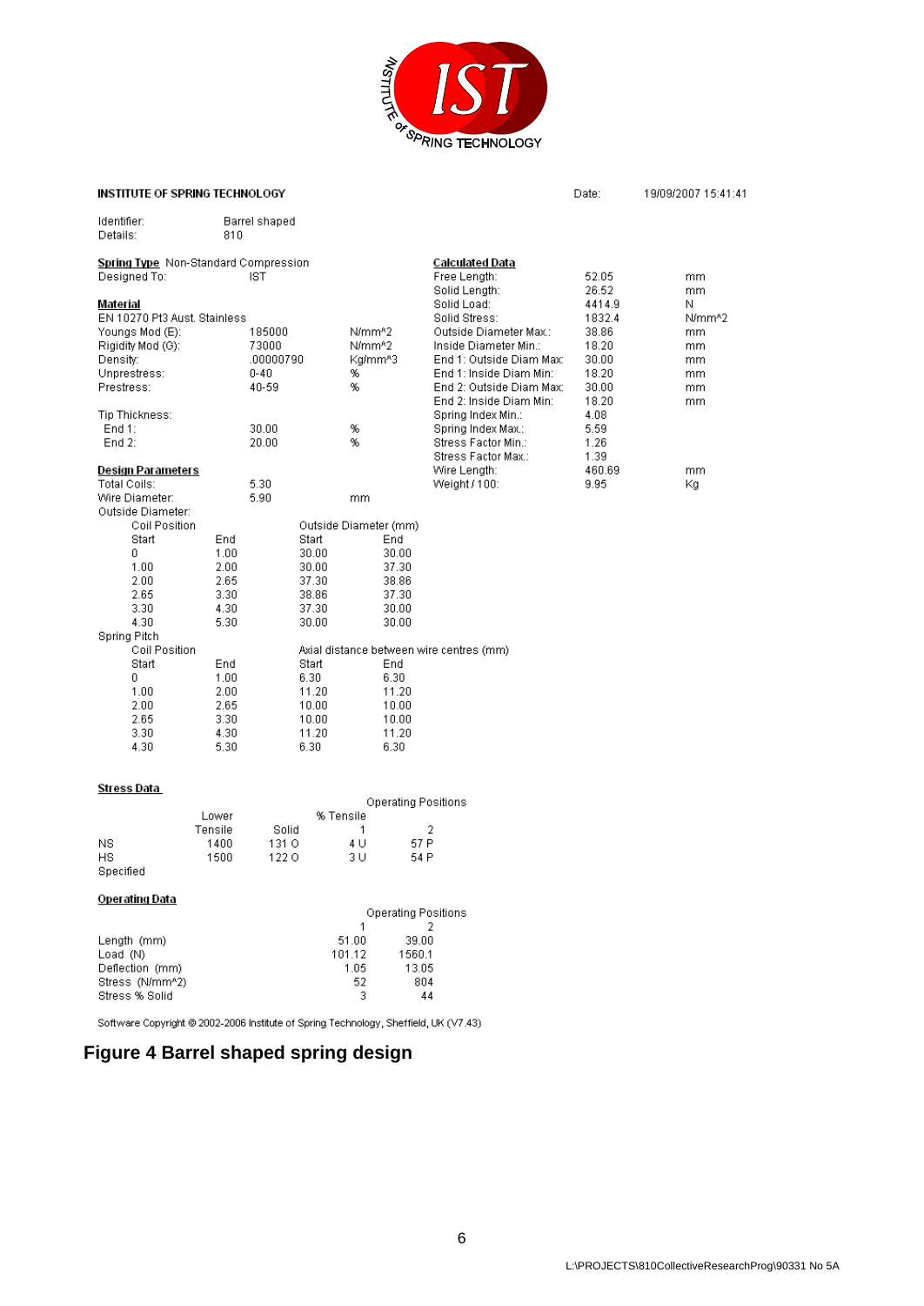INSTITUTE of SPRING TECHNOLOGY

**INSTITUTE OF SPRING TECHNOLOGY**

Date: 19/09/2007 15:41:41

Identifier: Barrel shaped
Details: 810

**Spring Type** Non-Standard Compression
Designed To: IST

**Material**
EN 10270 Pt3 Aust. Stainless

| | | |
|---|---|---|
| Youngs Mod (E): | 185000 | N/mm^2 |
| Rigidity Mod (G): | 73000 | N/mm^2 |
| Density: | .00000790 | Kg/mm^3 |
| Unprestress: | 0-40 | % |
| Prestress: | 40-59 | % |

Tip Thickness:

| | | |
|---|---|---|
| End 1: | 30.00 | % |
| End 2: | 20.00 | % |

**Calculated Data**

| | | |
|---|---|---|
| Free Length: | 52.05 | mm |
| Solid Length: | 26.52 | mm |
| Solid Load: | 4414.9 | N |
| Solid Stress: | 1832.4 | N/mm^2 |
| Outside Diameter Max.: | 38.86 | mm |
| Inside Diameter Min.: | 18.20 | mm |
| End 1: Outside Diam Max: | 30.00 | mm |
| End 1: Inside Diam Min: | 18.20 | mm |
| End 2: Outside Diam Max: | 30.00 | mm |
| End 2: Inside Diam Min: | 18.20 | mm |
| Spring Index Min.: | 4.08 | |
| Spring Index Max.: | 5.59 | |
| Stress Factor Min.: | 1.26 | |
| Stress Factor Max.: | 1.39 | |
| Wire Length: | 460.69 | mm |
| Weight / 100: | 9.95 | Kg |

**Design Parameters**

Total Coils: 5.30
Wire Diameter: 5.90 mm

Outside Diameter:

| Coil Position Start | Coil Position End | Outside Diameter (mm) Start | Outside Diameter (mm) End |
|---|---|---|---|
| 0 | 1.00 | 30.00 | 30.00 |
| 1.00 | 2.00 | 30.00 | 37.30 |
| 2.00 | 2.65 | 37.30 | 38.86 |
| 2.65 | 3.30 | 38.86 | 37.30 |
| 3.30 | 4.30 | 37.30 | 30.00 |
| 4.30 | 5.30 | 30.00 | 30.00 |

Spring Pitch

| Coil Position Start | Coil Position End | Axial distance between wire centres (mm) Start | Axial distance between wire centres (mm) End |
|---|---|---|---|
| 0 | 1.00 | 6.30 | 6.30 |
| 1.00 | 2.00 | 11.20 | 11.20 |
| 2.00 | 2.65 | 10.00 | 10.00 |
| 2.65 | 3.30 | 10.00 | 10.00 |
| 3.30 | 4.30 | 11.20 | 11.20 |
| 4.30 | 5.30 | 6.30 | 6.30 |

**Stress Data**

| | Lower Tensile | Solid | % Tensile Operating Positions 1 | 2 |
|---|---|---|---|---|
| NS | 1400 | 131 O | 4 U | 57 P |
| HS | 1500 | 122 O | 3 U | 54 P |
| Specified | | | | |

**Operating Data**

| | Operating Positions 1 | 2 |
|---|---|---|
| Length (mm) | 51.00 | 39.00 |
| Load (N) | 101.12 | 1560.1 |
| Deflection (mm) | 1.05 | 13.05 |
| Stress (N/mm^2) | 52 | 804 |
| Stress % Solid | 3 | 44 |

Software Copyright © 2002-2006 Institute of Spring Technology, Sheffield, UK (V7.43)

**Figure 4 Barrel shaped spring design**